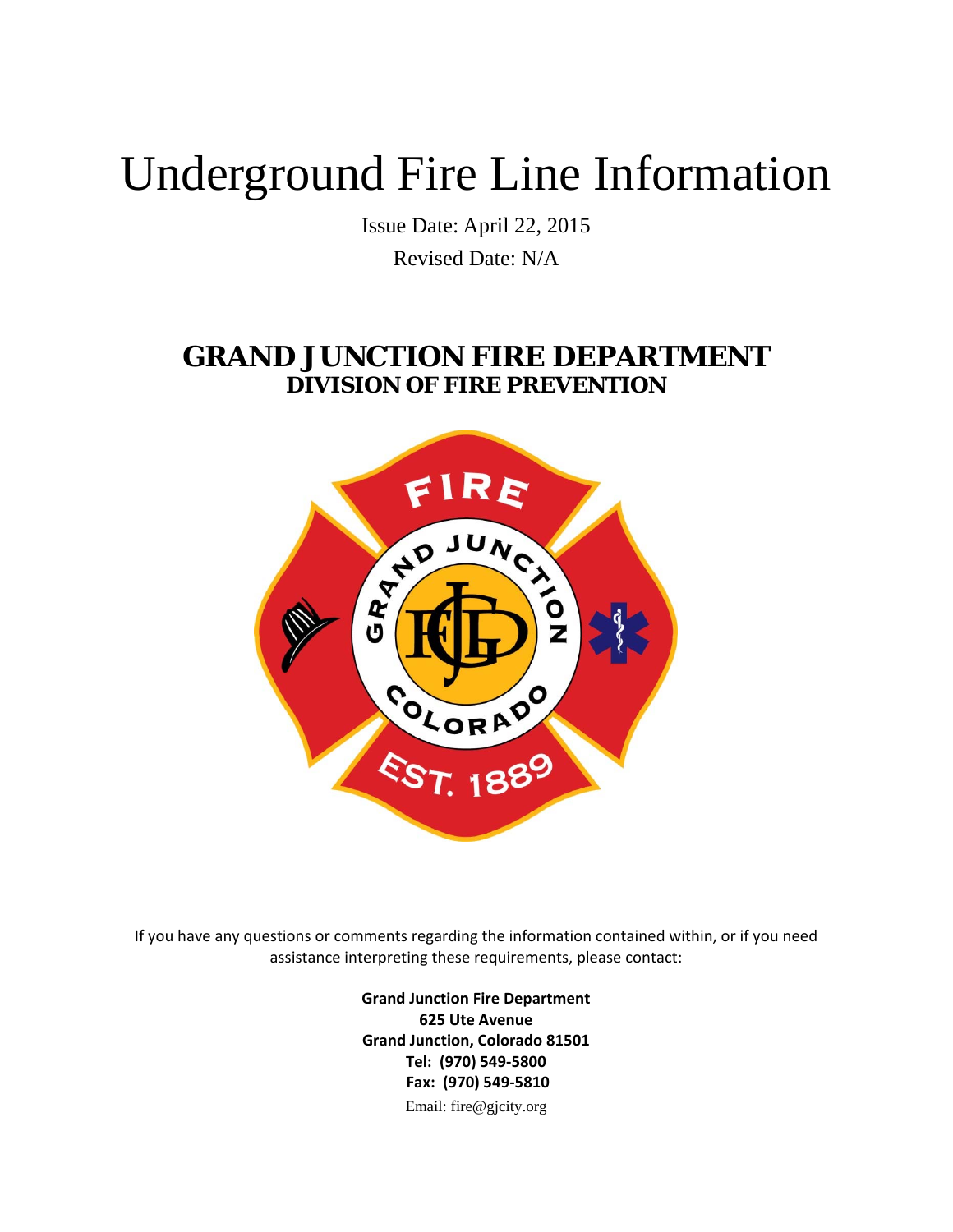# Underground Fire Line Information

Issue Date: April 22, 2015

Revised Date: N/A

## GRAND JUNCTION FIRE DEPARTMENT
### DIVISION OF FIRE PREVENTION

If you have any questions or comments regarding the information contained within, or if you need assistance interpreting these requirements, please contact:

**Grand Junction Fire Department**
**625 Ute Avenue**
**Grand Junction, Colorado 81501**
**Tel: (970) 549-5800**
**Fax: (970) 549-5810**
Email: fire@gjcity.org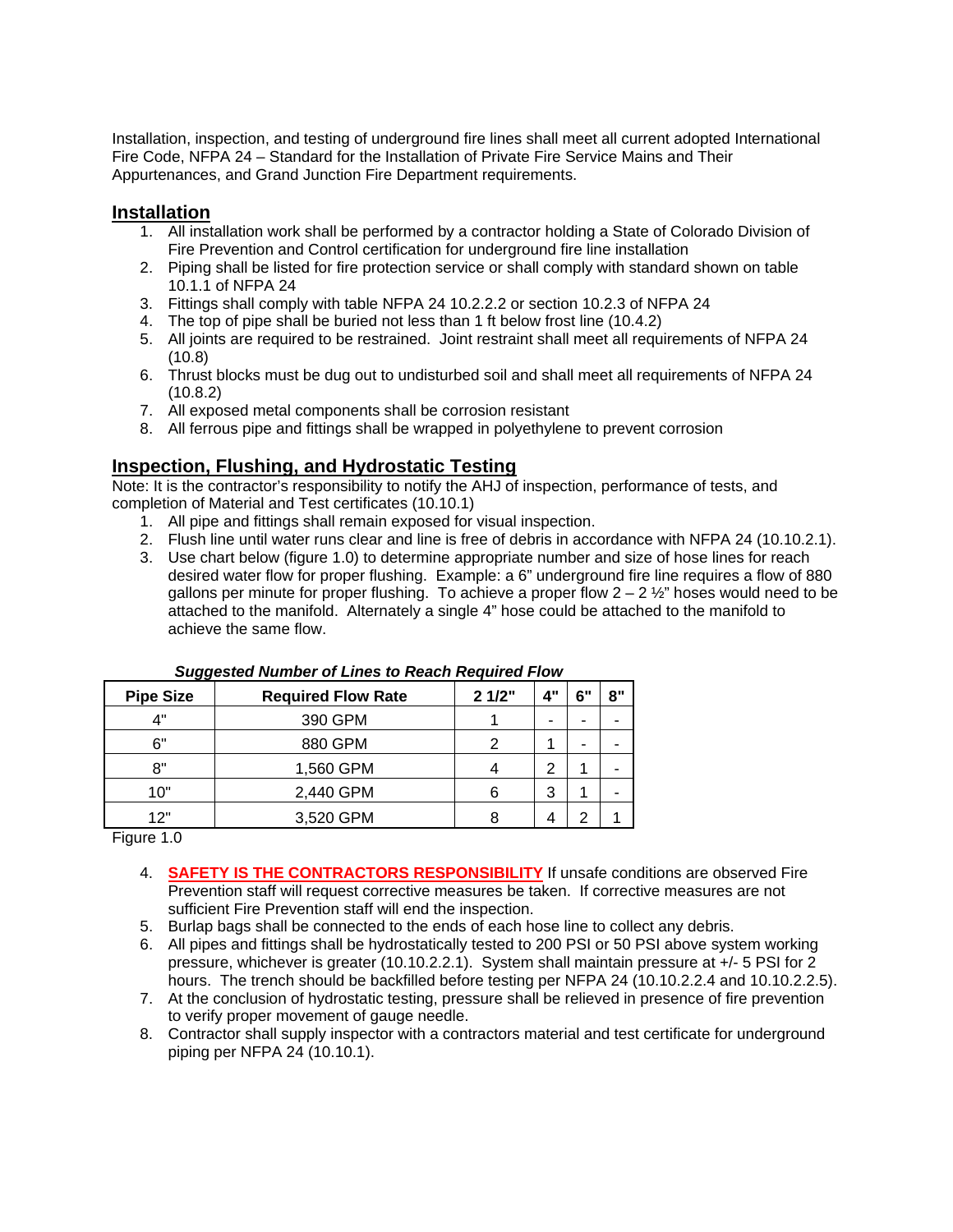Installation, inspection, and testing of underground fire lines shall meet all current adopted International Fire Code, NFPA 24 – Standard for the Installation of Private Fire Service Mains and Their Appurtenances, and Grand Junction Fire Department requirements.

## Installation

1. All installation work shall be performed by a contractor holding a State of Colorado Division of Fire Prevention and Control certification for underground fire line installation
2. Piping shall be listed for fire protection service or shall comply with standard shown on table 10.1.1 of NFPA 24
3. Fittings shall comply with table NFPA 24 10.2.2.2 or section 10.2.3 of NFPA 24
4. The top of pipe shall be buried not less than 1 ft below frost line (10.4.2)
5. All joints are required to be restrained. Joint restraint shall meet all requirements of NFPA 24 (10.8)
6. Thrust blocks must be dug out to undisturbed soil and shall meet all requirements of NFPA 24 (10.8.2)
7. All exposed metal components shall be corrosion resistant
8. All ferrous pipe and fittings shall be wrapped in polyethylene to prevent corrosion

## Inspection, Flushing, and Hydrostatic Testing

Note: It is the contractor's responsibility to notify the AHJ of inspection, performance of tests, and completion of Material and Test certificates (10.10.1)

1. All pipe and fittings shall remain exposed for visual inspection.
2. Flush line until water runs clear and line is free of debris in accordance with NFPA 24 (10.10.2.1).
3. Use chart below (figure 1.0) to determine appropriate number and size of hose lines for reach desired water flow for proper flushing. Example: a 6" underground fire line requires a flow of 880 gallons per minute for proper flushing. To achieve a proper flow 2 – 2 ½" hoses would need to be attached to the manifold. Alternately a single 4" hose could be attached to the manifold to achieve the same flow.

***Suggested Number of Lines to Reach Required Flow***

| Pipe Size | Required Flow Rate | 2 1/2" | 4" | 6" | 8" |
|---|---|---|---|---|---|
| 4" | 390 GPM | 1 | - | - | - |
| 6" | 880 GPM | 2 | 1 | - | - |
| 8" | 1,560 GPM | 4 | 2 | 1 | - |
| 10" | 2,440 GPM | 6 | 3 | 1 | - |
| 12" | 3,520 GPM | 8 | 4 | 2 | 1 |

Figure 1.0

4. **SAFETY IS THE CONTRACTORS RESPONSIBILITY** If unsafe conditions are observed Fire Prevention staff will request corrective measures be taken. If corrective measures are not sufficient Fire Prevention staff will end the inspection.
5. Burlap bags shall be connected to the ends of each hose line to collect any debris.
6. All pipes and fittings shall be hydrostatically tested to 200 PSI or 50 PSI above system working pressure, whichever is greater (10.10.2.2.1). System shall maintain pressure at +/- 5 PSI for 2 hours. The trench should be backfilled before testing per NFPA 24 (10.10.2.2.4 and 10.10.2.2.5).
7. At the conclusion of hydrostatic testing, pressure shall be relieved in presence of fire prevention to verify proper movement of gauge needle.
8. Contractor shall supply inspector with a contractors material and test certificate for underground piping per NFPA 24 (10.10.1).